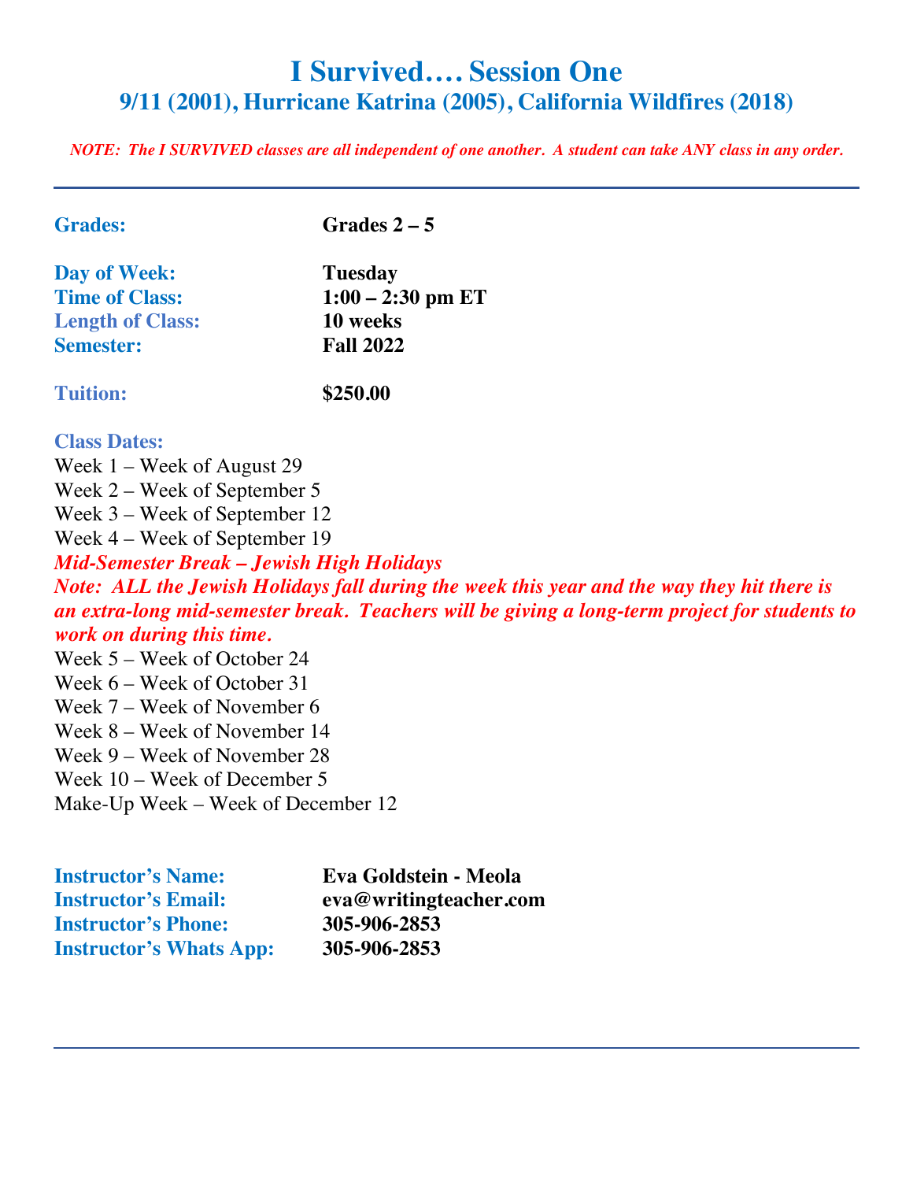# I Survived…. Session One

## 9/11 (2001), Hurricane Katrina (2005), California Wildfires (2018)

***NOTE: The I SURVIVED classes are all independent of one another. A student can take ANY class in any order.***

---

**Grades:** **Grades 2 – 5**

**Day of Week:** **Tuesday**
**Time of Class:** **1:00 – 2:30 pm ET**
**Length of Class:** **10 weeks**
**Semester:** **Fall 2022**

**Tuition:** **$250.00**

**Class Dates:**
Week 1 – Week of August 29
Week 2 – Week of September 5
Week 3 – Week of September 12
Week 4 – Week of September 19
***Mid-Semester Break – Jewish High Holidays***
***Note: ALL the Jewish Holidays fall during the week this year and the way they hit there is an extra-long mid-semester break. Teachers will be giving a long-term project for students to work on during this time.***
Week 5 – Week of October 24
Week 6 – Week of October 31
Week 7 – Week of November 6
Week 8 – Week of November 14
Week 9 – Week of November 28
Week 10 – Week of December 5
Make-Up Week – Week of December 12

**Instructor's Name:** **Eva Goldstein - Meola**
**Instructor's Email:** **eva@writingteacher.com**
**Instructor's Phone:** **305-906-2853**
**Instructor's Whats App:** **305-906-2853**

---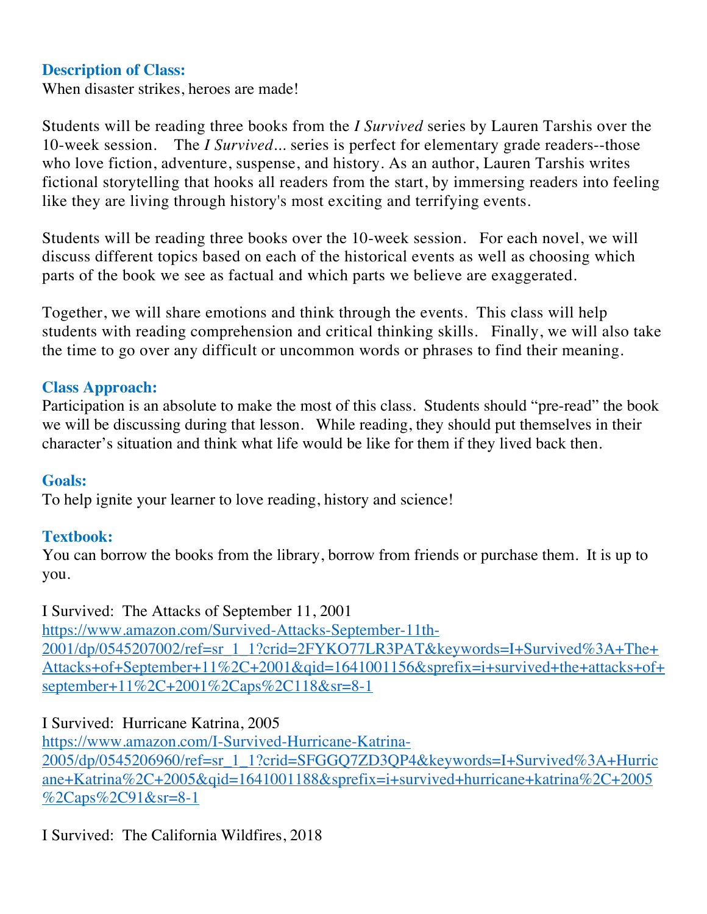### Description of Class:

When disaster strikes, heroes are made!

Students will be reading three books from the *I Survived* series by Lauren Tarshis over the 10-week session. The *I Survived…* series is perfect for elementary grade readers--those who love fiction, adventure, suspense, and history. As an author, Lauren Tarshis writes fictional storytelling that hooks all readers from the start, by immersing readers into feeling like they are living through history's most exciting and terrifying events.

Students will be reading three books over the 10-week session. For each novel, we will discuss different topics based on each of the historical events as well as choosing which parts of the book we see as factual and which parts we believe are exaggerated.

Together, we will share emotions and think through the events. This class will help students with reading comprehension and critical thinking skills. Finally, we will also take the time to go over any difficult or uncommon words or phrases to find their meaning.

### Class Approach:

Participation is an absolute to make the most of this class. Students should "pre-read" the book we will be discussing during that lesson. While reading, they should put themselves in their character's situation and think what life would be like for them if they lived back then.

### Goals:

To help ignite your learner to love reading, history and science!

### Textbook:

You can borrow the books from the library, borrow from friends or purchase them. It is up to you.

I Survived: The Attacks of September 11, 2001
https://www.amazon.com/Survived-Attacks-September-11th-2001/dp/0545207002/ref=sr_1_1?crid=2FYKO77LR3PAT&keywords=I+Survived%3A+The+Attacks+of+September+11%2C+2001&qid=1641001156&sprefix=i+survived+the+attacks+of+september+11%2C+2001%2Caps%2C118&sr=8-1

I Survived: Hurricane Katrina, 2005
https://www.amazon.com/I-Survived-Hurricane-Katrina-2005/dp/0545206960/ref=sr_1_1?crid=SFGGQ7ZD3QP4&keywords=I+Survived%3A+Hurricane+Katrina%2C+2005&qid=1641001188&sprefix=i+survived+hurricane+katrina%2C+2005%2Caps%2C91&sr=8-1

I Survived: The California Wildfires, 2018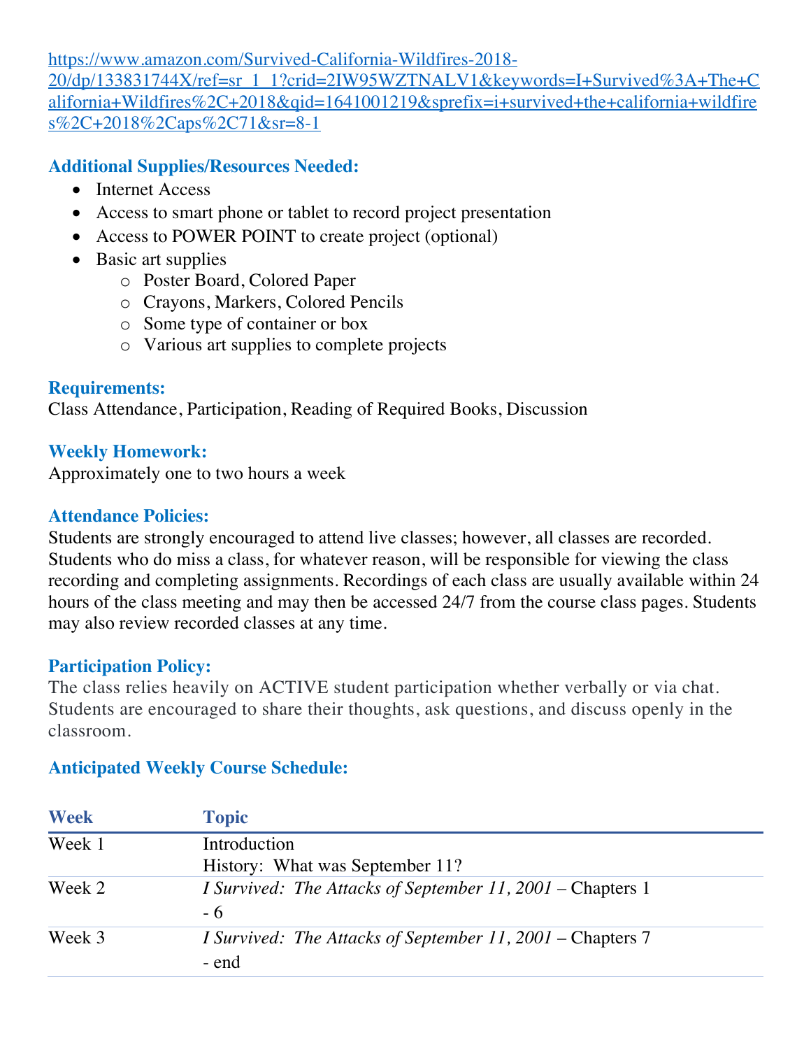https://www.amazon.com/Survived-California-Wildfires-2018-20/dp/133831744X/ref=sr_1_1?crid=2IW95WZTNALV1&keywords=I+Survived%3A+The+California+Wildfires%2C+2018&qid=1641001219&sprefix=i+survived+the+california+wildfires%2C+2018%2Caps%2C71&sr=8-1

### Additional Supplies/Resources Needed:

- Internet Access
- Access to smart phone or tablet to record project presentation
- Access to POWER POINT to create project (optional)
- Basic art supplies
  - Poster Board, Colored Paper
  - Crayons, Markers, Colored Pencils
  - Some type of container or box
  - Various art supplies to complete projects

### Requirements:

Class Attendance, Participation, Reading of Required Books, Discussion

### Weekly Homework:

Approximately one to two hours a week

### Attendance Policies:

Students are strongly encouraged to attend live classes; however, all classes are recorded. Students who do miss a class, for whatever reason, will be responsible for viewing the class recording and completing assignments. Recordings of each class are usually available within 24 hours of the class meeting and may then be accessed 24/7 from the course class pages. Students may also review recorded classes at any time.

### Participation Policy:

The class relies heavily on ACTIVE student participation whether verbally or via chat. Students are encouraged to share their thoughts, ask questions, and discuss openly in the classroom.

### Anticipated Weekly Course Schedule:

| Week | Topic |
|---|---|
| Week 1 | Introduction<br>History: What was September 11? |
| Week 2 | *I Survived: The Attacks of September 11, 2001* – Chapters 1 - 6 |
| Week 3 | *I Survived: The Attacks of September 11, 2001* – Chapters 7 - end |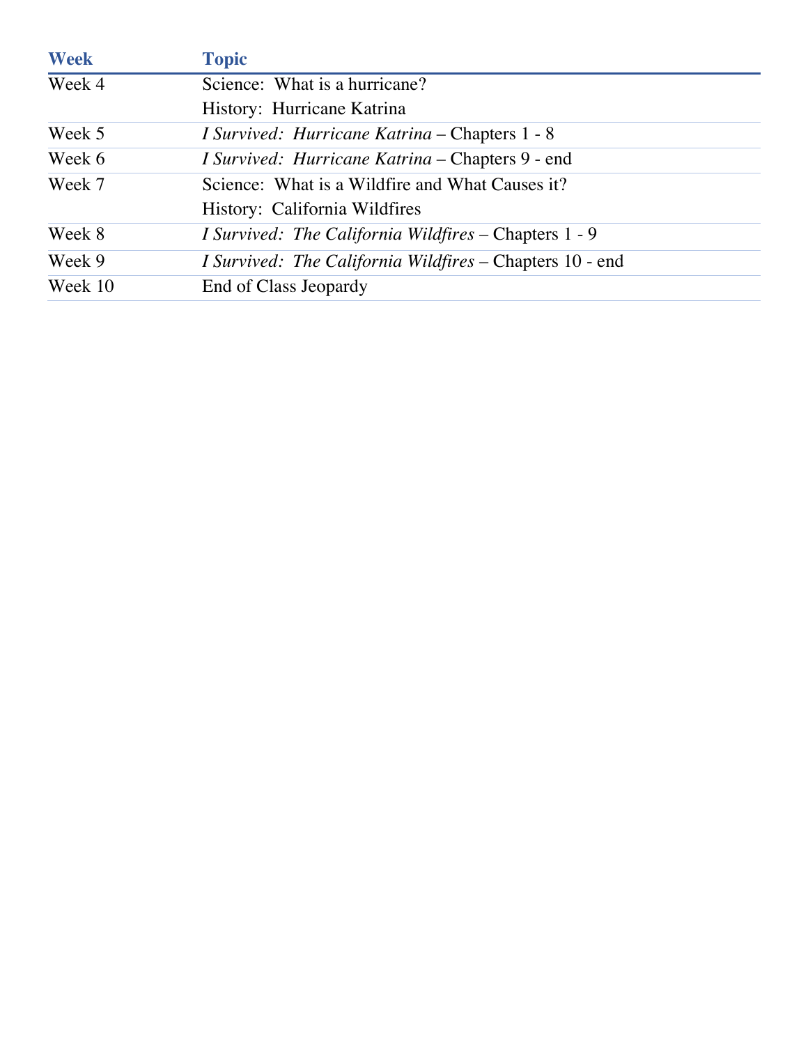| Week | Topic |
| --- | --- |
| Week 4 | Science: What is a hurricane?<br>History: Hurricane Katrina |
| Week 5 | *I Survived: Hurricane Katrina* – Chapters 1 - 8 |
| Week 6 | *I Survived: Hurricane Katrina* – Chapters 9 - end |
| Week 7 | Science: What is a Wildfire and What Causes it?<br>History: California Wildfires |
| Week 8 | *I Survived: The California Wildfires* – Chapters 1 - 9 |
| Week 9 | *I Survived: The California Wildfires* – Chapters 10 - end |
| Week 10 | End of Class Jeopardy |